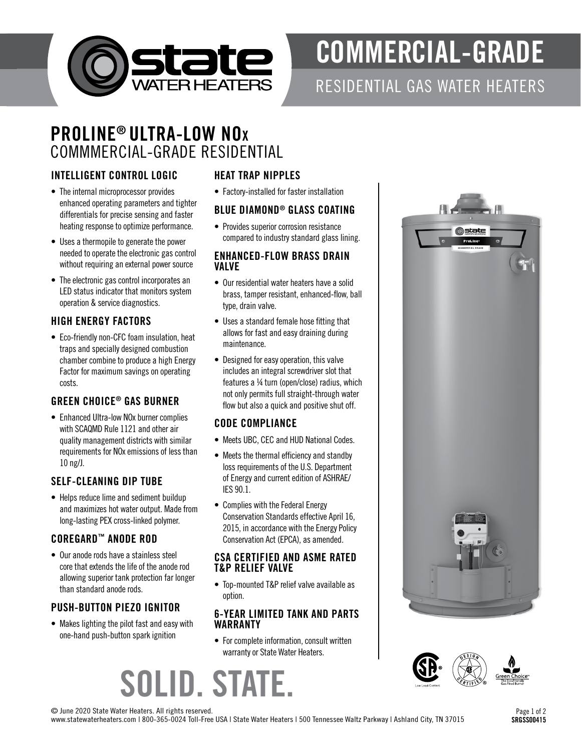# COMMERCIAL-GRADE

RESIDENTIAL GAS WATER HEATERS

## PROLINE® ULTRA-LOW NOx
COMMMERCIAL-GRADE RESIDENTIAL

### INTELLIGENT CONTROL LOGIC

- The internal microprocessor provides enhanced operating parameters and tighter differentials for precise sensing and faster heating response to optimize performance.
- Uses a thermopile to generate the power needed to operate the electronic gas control without requiring an external power source
- The electronic gas control incorporates an LED status indicator that monitors system operation & service diagnostics.

### HIGH ENERGY FACTORS

- Eco-friendly non-CFC foam insulation, heat traps and specially designed combustion chamber combine to produce a high Energy Factor for maximum savings on operating costs.

### GREEN CHOICE® GAS BURNER

- Enhanced Ultra-low NOx burner complies with SCAQMD Rule 1121 and other air quality management districts with similar requirements for NOx emissions of less than 10 ng/J.

### SELF-CLEANING DIP TUBE

- Helps reduce lime and sediment buildup and maximizes hot water output. Made from long-lasting PEX cross-linked polymer.

### COREGARD™ ANODE ROD

- Our anode rods have a stainless steel core that extends the life of the anode rod allowing superior tank protection far longer than standard anode rods.

### PUSH-BUTTON PIEZO IGNITOR

- Makes lighting the pilot fast and easy with one-hand push-button spark ignition

### HEAT TRAP NIPPLES

- Factory-installed for faster installation

### BLUE DIAMOND® GLASS COATING

- Provides superior corrosion resistance compared to industry standard glass lining.

### ENHANCED-FLOW BRASS DRAIN VALVE

- Our residential water heaters have a solid brass, tamper resistant, enhanced-flow, ball type, drain valve.
- Uses a standard female hose fitting that allows for fast and easy draining during maintenance.
- Designed for easy operation, this valve includes an integral screwdriver slot that features a ¼ turn (open/close) radius, which not only permits full straight-through water flow but also a quick and positive shut off.

### CODE COMPLIANCE

- Meets UBC, CEC and HUD National Codes.
- Meets the thermal efficiency and standby loss requirements of the U.S. Department of Energy and current edition of ASHRAE/ IES 90.1.
- Complies with the Federal Energy Conservation Standards effective April 16, 2015, in accordance with the Energy Policy Conservation Act (EPCA), as amended.

### CSA CERTIFIED AND ASME RATED T&P RELIEF VALVE

- Top-mounted T&P relief valve available as option.

### 6-YEAR LIMITED TANK AND PARTS WARRANTY

- For complete information, consult written warranty or State Water Heaters.

# SOLID. STATE.

© June 2020 State Water Heaters. All rights reserved.
www.statewaterheaters.com | 800-365-0024 Toll-Free USA | State Water Heaters | 500 Tennessee Waltz Parkway | Ashland City, TN 37015

SRGSS00415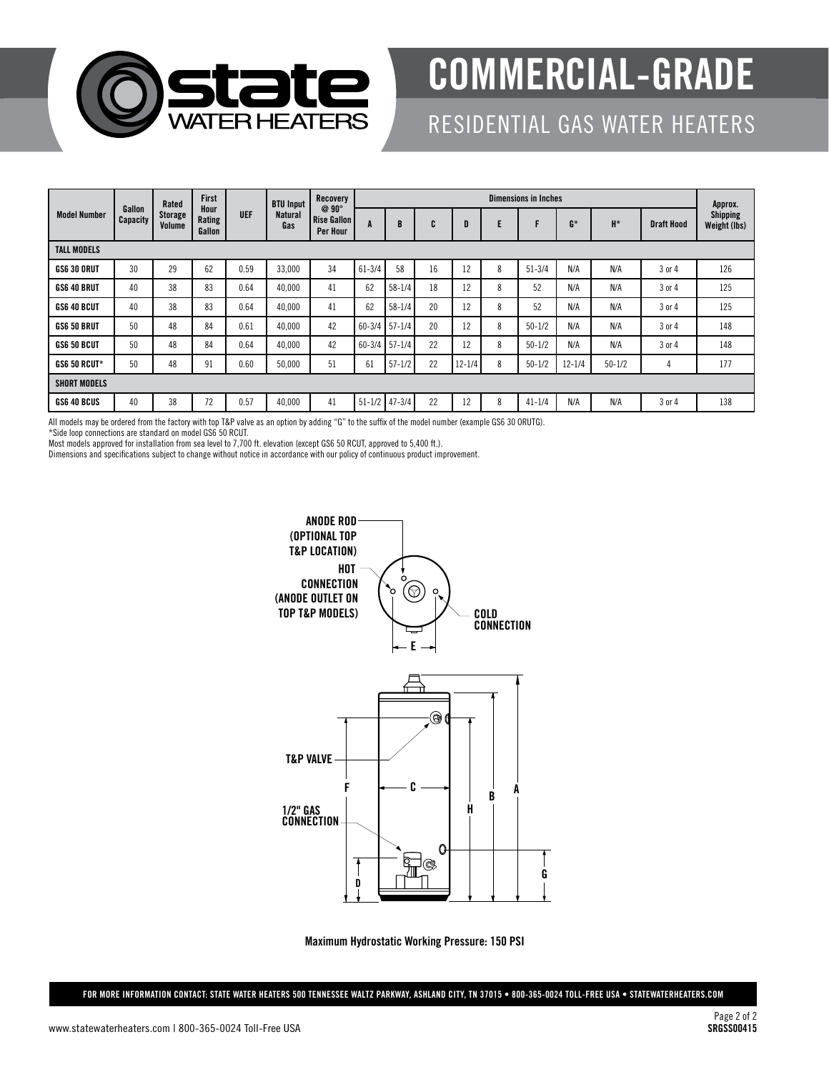# COMMERCIAL-GRADE

## RESIDENTIAL GAS WATER HEATERS

| Model Number | Gallon Capacity | Rated Storage Volume | First Hour Rating Gallon | UEF | BTU Input Natural Gas | Recovery @ 90° Rise Gallon Per Hour | Dimensions in Inches | | | | | | | | | Approx. Shipping Weight (lbs) |
|---|---|---|---|---|---|---|---|---|---|---|---|---|---|---|---|---|
| | | | | | | | A | B | C | D | E | F | G* | H* | Draft Hood | |
| **TALL MODELS** | | | | | | | | | | | | | | | | |
| **GS6 30 ORUT** | 30 | 29 | 62 | 0.59 | 33,000 | 34 | 61-3/4 | 58 | 16 | 12 | 8 | 51-3/4 | N/A | N/A | 3 or 4 | 126 |
| **GS6 40 BRUT** | 40 | 38 | 83 | 0.64 | 40,000 | 41 | 62 | 58-1/4 | 18 | 12 | 8 | 52 | N/A | N/A | 3 or 4 | 125 |
| **GS6 40 BCUT** | 40 | 38 | 83 | 0.64 | 40,000 | 41 | 62 | 58-1/4 | 20 | 12 | 8 | 52 | N/A | N/A | 3 or 4 | 125 |
| **GS6 50 BRUT** | 50 | 48 | 84 | 0.61 | 40,000 | 42 | 60-3/4 | 57-1/4 | 20 | 12 | 8 | 50-1/2 | N/A | N/A | 3 or 4 | 148 |
| **GS6 50 BCUT** | 50 | 48 | 84 | 0.64 | 40,000 | 42 | 60-3/4 | 57-1/4 | 22 | 12 | 8 | 50-1/2 | N/A | N/A | 3 or 4 | 148 |
| **GS6 50 RCUT*** | 50 | 48 | 91 | 0.60 | 50,000 | 51 | 61 | 57-1/2 | 22 | 12-1/4 | 8 | 50-1/2 | 12-1/4 | 50-1/2 | 4 | 177 |
| **SHORT MODELS** | | | | | | | | | | | | | | | | |
| **GS6 40 BCUS** | 40 | 38 | 72 | 0.57 | 40,000 | 41 | 51-1/2 | 47-3/4 | 22 | 12 | 8 | 41-1/4 | N/A | N/A | 3 or 4 | 138 |

All models may be ordered from the factory with top T&P valve as an option by adding "G" to the suffix of the model number (example GS6 30 ORUTG).
*Side loop connections are standard on model GS6 50 RCUT.
Most models approved for installation from sea level to 7,700 ft. elevation (except GS6 50 RCUT, approved to 5,400 ft.).
Dimensions and specifications subject to change without notice in accordance with our policy of continuous product improvement.

ANODE ROD (OPTIONAL TOP T&P LOCATION)
HOT CONNECTION (ANODE OUTLET ON TOP T&P MODELS)
COLD CONNECTION
E
T&P VALVE
1/2" GAS CONNECTION
F
C
D
H
B
A
G

**Maximum Hydrostatic Working Pressure: 150 PSI**

**FOR MORE INFORMATION CONTACT: STATE WATER HEATERS 500 TENNESSEE WALTZ PARKWAY, ASHLAND CITY, TN 37015 • 800-365-0024 TOLL-FREE USA • STATEWATERHEATERS.COM**

www.statewaterheaters.com | 800-365-0024 Toll-Free USA

**SRGSS00415**